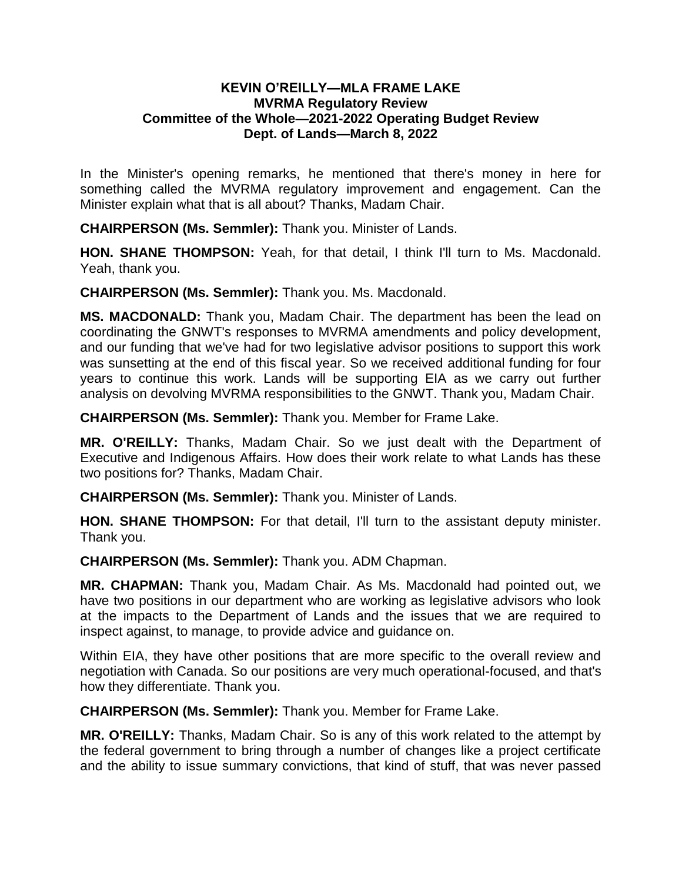**KEVIN O'REILLY—MLA FRAME LAKE**
**MVRMA Regulatory Review**
**Committee of the Whole—2021-2022 Operating Budget Review**
**Dept. of Lands—March 8, 2022**

In the Minister's opening remarks, he mentioned that there's money in here for something called the MVRMA regulatory improvement and engagement. Can the Minister explain what that is all about? Thanks, Madam Chair.

**CHAIRPERSON (Ms. Semmler):** Thank you. Minister of Lands.

**HON. SHANE THOMPSON:** Yeah, for that detail, I think I'll turn to Ms. Macdonald. Yeah, thank you.

**CHAIRPERSON (Ms. Semmler):** Thank you. Ms. Macdonald.

**MS. MACDONALD:** Thank you, Madam Chair. The department has been the lead on coordinating the GNWT's responses to MVRMA amendments and policy development, and our funding that we've had for two legislative advisor positions to support this work was sunsetting at the end of this fiscal year. So we received additional funding for four years to continue this work. Lands will be supporting EIA as we carry out further analysis on devolving MVRMA responsibilities to the GNWT. Thank you, Madam Chair.

**CHAIRPERSON (Ms. Semmler):** Thank you. Member for Frame Lake.

**MR. O'REILLY:** Thanks, Madam Chair. So we just dealt with the Department of Executive and Indigenous Affairs. How does their work relate to what Lands has these two positions for? Thanks, Madam Chair.

**CHAIRPERSON (Ms. Semmler):** Thank you. Minister of Lands.

**HON. SHANE THOMPSON:** For that detail, I'll turn to the assistant deputy minister. Thank you.

**CHAIRPERSON (Ms. Semmler):** Thank you. ADM Chapman.

**MR. CHAPMAN:** Thank you, Madam Chair. As Ms. Macdonald had pointed out, we have two positions in our department who are working as legislative advisors who look at the impacts to the Department of Lands and the issues that we are required to inspect against, to manage, to provide advice and guidance on.

Within EIA, they have other positions that are more specific to the overall review and negotiation with Canada. So our positions are very much operational-focused, and that's how they differentiate. Thank you.

**CHAIRPERSON (Ms. Semmler):** Thank you. Member for Frame Lake.

**MR. O'REILLY:** Thanks, Madam Chair. So is any of this work related to the attempt by the federal government to bring through a number of changes like a project certificate and the ability to issue summary convictions, that kind of stuff, that was never passed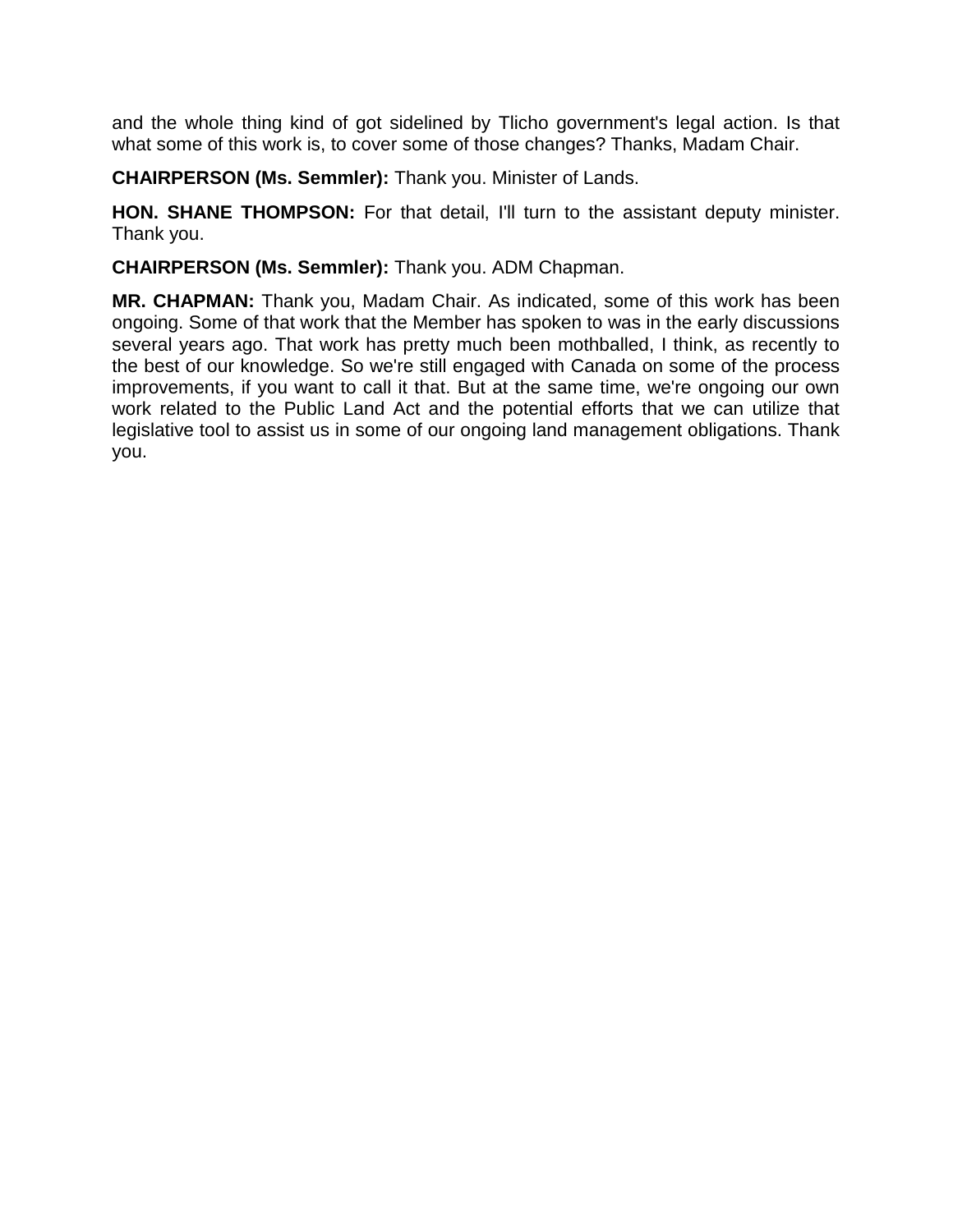and the whole thing kind of got sidelined by Tlicho government's legal action. Is that what some of this work is, to cover some of those changes? Thanks, Madam Chair.

**CHAIRPERSON (Ms. Semmler):** Thank you. Minister of Lands.

**HON. SHANE THOMPSON:** For that detail, I'll turn to the assistant deputy minister. Thank you.

**CHAIRPERSON (Ms. Semmler):** Thank you. ADM Chapman.

**MR. CHAPMAN:** Thank you, Madam Chair. As indicated, some of this work has been ongoing. Some of that work that the Member has spoken to was in the early discussions several years ago. That work has pretty much been mothballed, I think, as recently to the best of our knowledge. So we're still engaged with Canada on some of the process improvements, if you want to call it that. But at the same time, we're ongoing our own work related to the Public Land Act and the potential efforts that we can utilize that legislative tool to assist us in some of our ongoing land management obligations. Thank you.